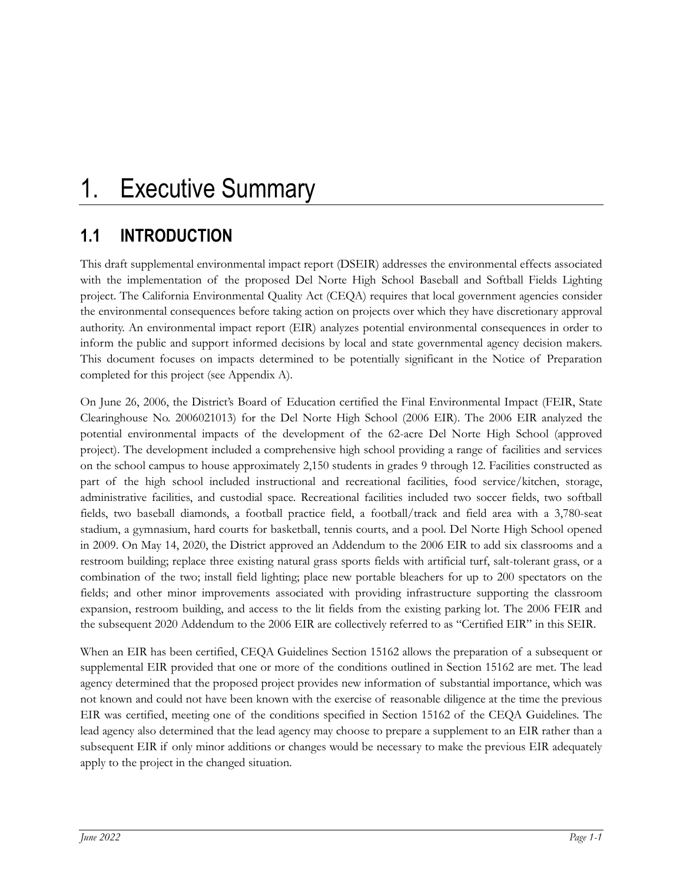# 1. Executive Summary

## 1.1 INTRODUCTION

This draft supplemental environmental impact report (DSEIR) addresses the environmental effects associated with the implementation of the proposed Del Norte High School Baseball and Softball Fields Lighting project. The California Environmental Quality Act (CEQA) requires that local government agencies consider the environmental consequences before taking action on projects over which they have discretionary approval authority. An environmental impact report (EIR) analyzes potential environmental consequences in order to inform the public and support informed decisions by local and state governmental agency decision makers. This document focuses on impacts determined to be potentially significant in the Notice of Preparation completed for this project (see Appendix A).

On June 26, 2006, the District's Board of Education certified the Final Environmental Impact (FEIR, State Clearinghouse No. 2006021013) for the Del Norte High School (2006 EIR). The 2006 EIR analyzed the potential environmental impacts of the development of the 62-acre Del Norte High School (approved project). The development included a comprehensive high school providing a range of facilities and services on the school campus to house approximately 2,150 students in grades 9 through 12. Facilities constructed as part of the high school included instructional and recreational facilities, food service/kitchen, storage, administrative facilities, and custodial space. Recreational facilities included two soccer fields, two softball fields, two baseball diamonds, a football practice field, a football/track and field area with a 3,780-seat stadium, a gymnasium, hard courts for basketball, tennis courts, and a pool. Del Norte High School opened in 2009. On May 14, 2020, the District approved an Addendum to the 2006 EIR to add six classrooms and a restroom building; replace three existing natural grass sports fields with artificial turf, salt-tolerant grass, or a combination of the two; install field lighting; place new portable bleachers for up to 200 spectators on the fields; and other minor improvements associated with providing infrastructure supporting the classroom expansion, restroom building, and access to the lit fields from the existing parking lot. The 2006 FEIR and the subsequent 2020 Addendum to the 2006 EIR are collectively referred to as "Certified EIR" in this SEIR.

When an EIR has been certified, CEQA Guidelines Section 15162 allows the preparation of a subsequent or supplemental EIR provided that one or more of the conditions outlined in Section 15162 are met. The lead agency determined that the proposed project provides new information of substantial importance, which was not known and could not have been known with the exercise of reasonable diligence at the time the previous EIR was certified, meeting one of the conditions specified in Section 15162 of the CEQA Guidelines. The lead agency also determined that the lead agency may choose to prepare a supplement to an EIR rather than a subsequent EIR if only minor additions or changes would be necessary to make the previous EIR adequately apply to the project in the changed situation.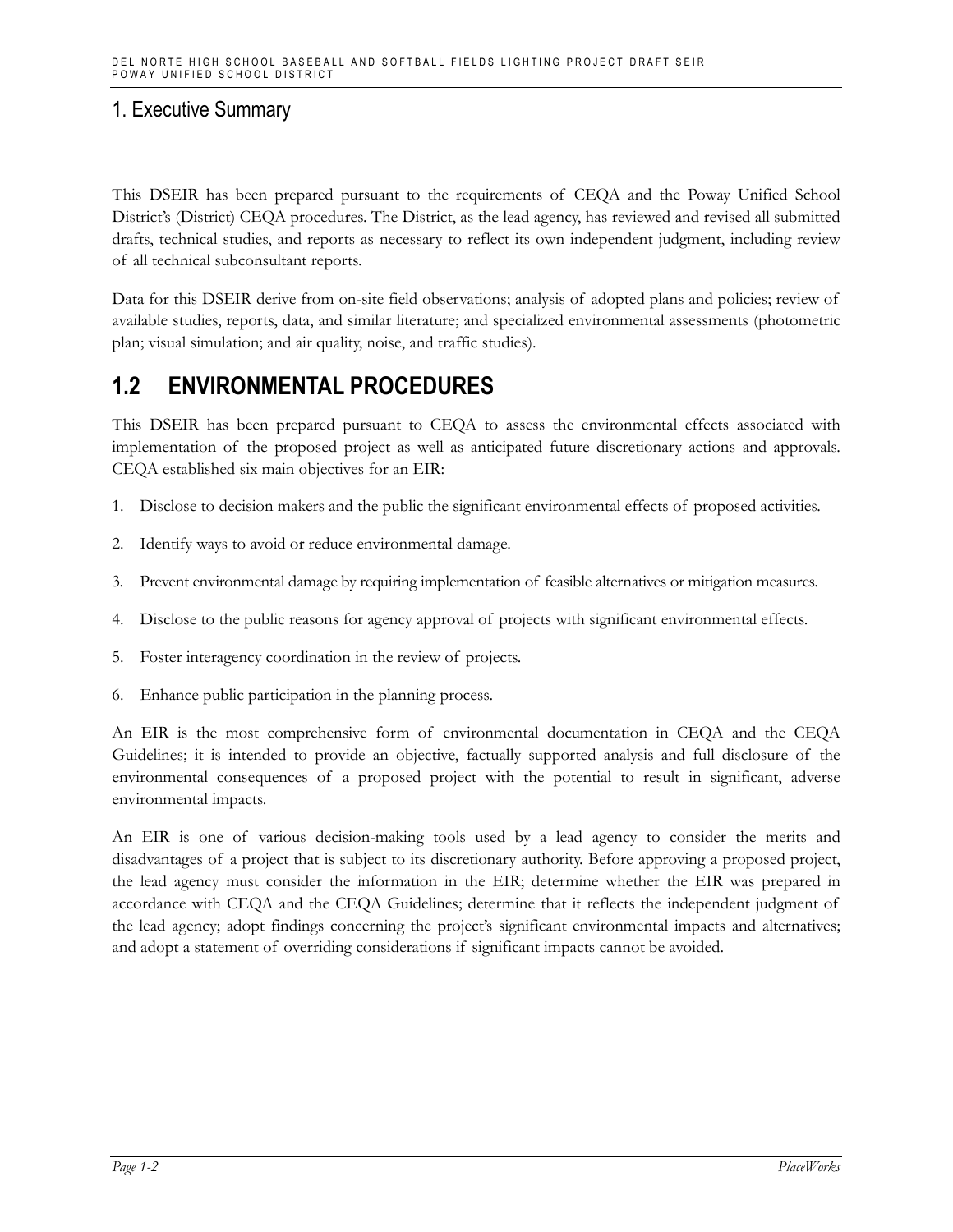This DSEIR has been prepared pursuant to the requirements of CEQA and the Poway Unified School District's (District) CEQA procedures. The District, as the lead agency, has reviewed and revised all submitted drafts, technical studies, and reports as necessary to reflect its own independent judgment, including review of all technical subconsultant reports.

Data for this DSEIR derive from on-site field observations; analysis of adopted plans and policies; review of available studies, reports, data, and similar literature; and specialized environmental assessments (photometric plan; visual simulation; and air quality, noise, and traffic studies).

## 1.2 ENVIRONMENTAL PROCEDURES

This DSEIR has been prepared pursuant to CEQA to assess the environmental effects associated with implementation of the proposed project as well as anticipated future discretionary actions and approvals. CEQA established six main objectives for an EIR:

1. Disclose to decision makers and the public the significant environmental effects of proposed activities.
2. Identify ways to avoid or reduce environmental damage.
3. Prevent environmental damage by requiring implementation of feasible alternatives or mitigation measures.
4. Disclose to the public reasons for agency approval of projects with significant environmental effects.
5. Foster interagency coordination in the review of projects.
6. Enhance public participation in the planning process.

An EIR is the most comprehensive form of environmental documentation in CEQA and the CEQA Guidelines; it is intended to provide an objective, factually supported analysis and full disclosure of the environmental consequences of a proposed project with the potential to result in significant, adverse environmental impacts.

An EIR is one of various decision-making tools used by a lead agency to consider the merits and disadvantages of a project that is subject to its discretionary authority. Before approving a proposed project, the lead agency must consider the information in the EIR; determine whether the EIR was prepared in accordance with CEQA and the CEQA Guidelines; determine that it reflects the independent judgment of the lead agency; adopt findings concerning the project's significant environmental impacts and alternatives; and adopt a statement of overriding considerations if significant impacts cannot be avoided.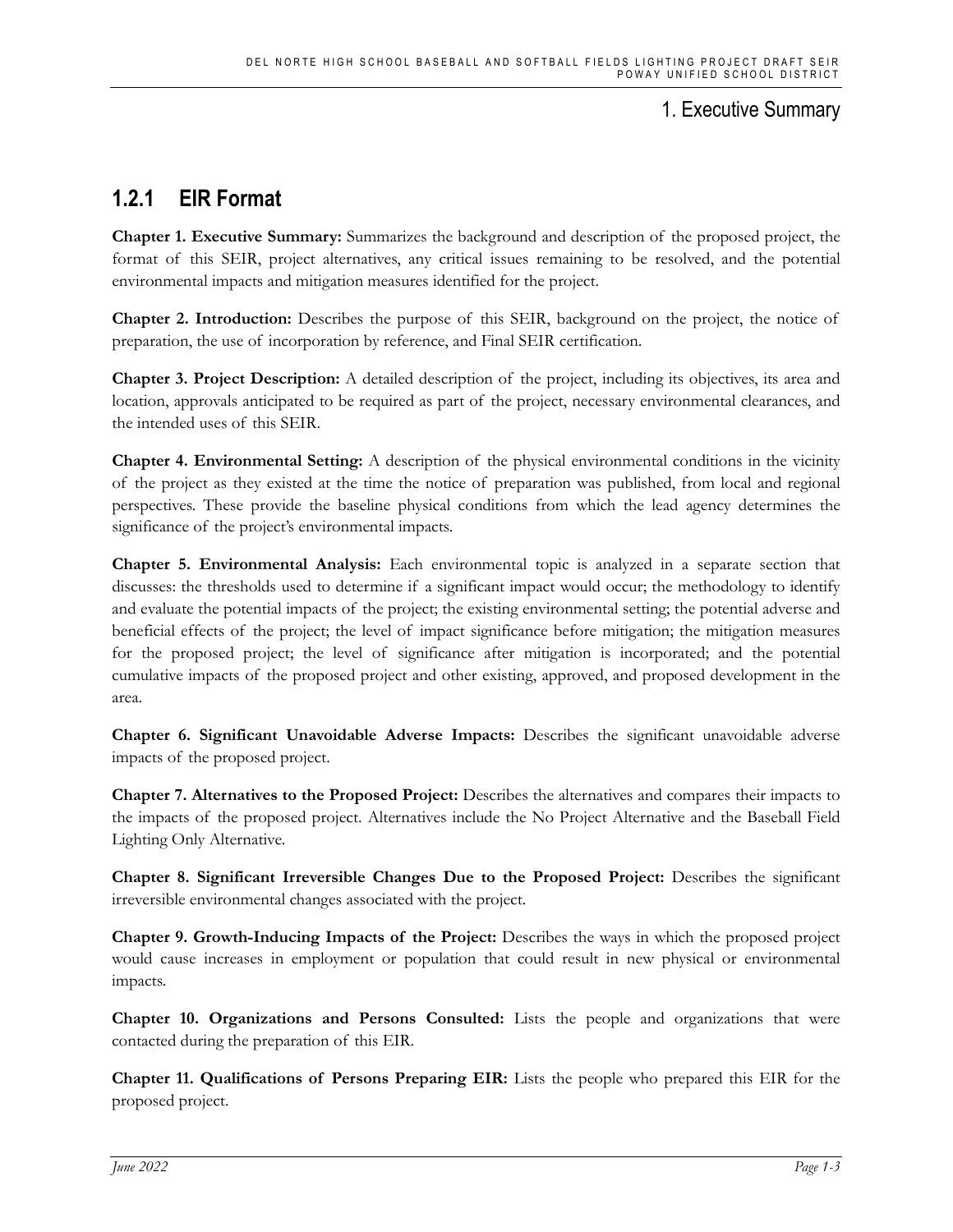### 1.2.1 EIR Format

**Chapter 1. Executive Summary:** Summarizes the background and description of the proposed project, the format of this SEIR, project alternatives, any critical issues remaining to be resolved, and the potential environmental impacts and mitigation measures identified for the project.

**Chapter 2. Introduction:** Describes the purpose of this SEIR, background on the project, the notice of preparation, the use of incorporation by reference, and Final SEIR certification.

**Chapter 3. Project Description:** A detailed description of the project, including its objectives, its area and location, approvals anticipated to be required as part of the project, necessary environmental clearances, and the intended uses of this SEIR.

**Chapter 4. Environmental Setting:** A description of the physical environmental conditions in the vicinity of the project as they existed at the time the notice of preparation was published, from local and regional perspectives. These provide the baseline physical conditions from which the lead agency determines the significance of the project's environmental impacts.

**Chapter 5. Environmental Analysis:** Each environmental topic is analyzed in a separate section that discusses: the thresholds used to determine if a significant impact would occur; the methodology to identify and evaluate the potential impacts of the project; the existing environmental setting; the potential adverse and beneficial effects of the project; the level of impact significance before mitigation; the mitigation measures for the proposed project; the level of significance after mitigation is incorporated; and the potential cumulative impacts of the proposed project and other existing, approved, and proposed development in the area.

**Chapter 6. Significant Unavoidable Adverse Impacts:** Describes the significant unavoidable adverse impacts of the proposed project.

**Chapter 7. Alternatives to the Proposed Project:** Describes the alternatives and compares their impacts to the impacts of the proposed project. Alternatives include the No Project Alternative and the Baseball Field Lighting Only Alternative.

**Chapter 8. Significant Irreversible Changes Due to the Proposed Project:** Describes the significant irreversible environmental changes associated with the project.

**Chapter 9. Growth-Inducing Impacts of the Project:** Describes the ways in which the proposed project would cause increases in employment or population that could result in new physical or environmental impacts.

**Chapter 10. Organizations and Persons Consulted:** Lists the people and organizations that were contacted during the preparation of this EIR.

**Chapter 11. Qualifications of Persons Preparing EIR:** Lists the people who prepared this EIR for the proposed project.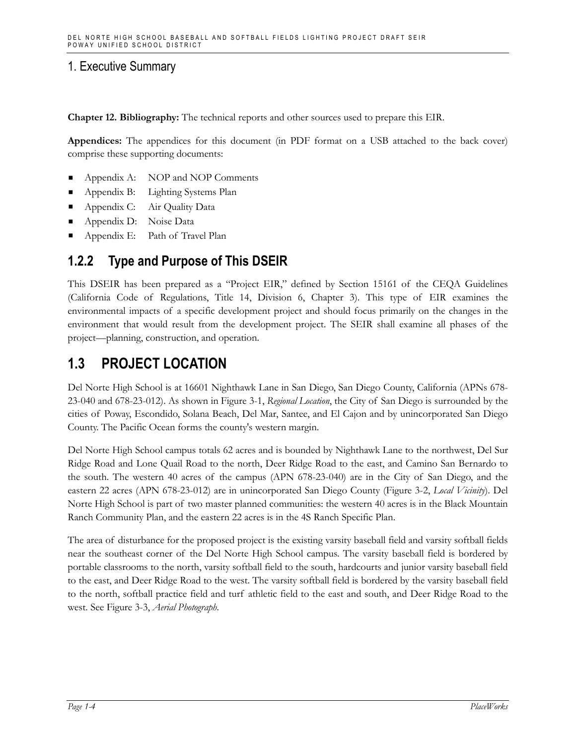**Chapter 12. Bibliography:** The technical reports and other sources used to prepare this EIR.

**Appendices:** The appendices for this document (in PDF format on a USB attached to the back cover) comprise these supporting documents:

- Appendix A: NOP and NOP Comments
- Appendix B: Lighting Systems Plan
- Appendix C: Air Quality Data
- Appendix D: Noise Data
- Appendix E: Path of Travel Plan

### 1.2.2 Type and Purpose of This DSEIR

This DSEIR has been prepared as a "Project EIR," defined by Section 15161 of the CEQA Guidelines (California Code of Regulations, Title 14, Division 6, Chapter 3). This type of EIR examines the environmental impacts of a specific development project and should focus primarily on the changes in the environment that would result from the development project. The SEIR shall examine all phases of the project—planning, construction, and operation.

## 1.3 PROJECT LOCATION

Del Norte High School is at 16601 Nighthawk Lane in San Diego, San Diego County, California (APNs 678-23-040 and 678-23-012). As shown in Figure 3-1, *Regional Location*, the City of San Diego is surrounded by the cities of Poway, Escondido, Solana Beach, Del Mar, Santee, and El Cajon and by unincorporated San Diego County. The Pacific Ocean forms the county's western margin.

Del Norte High School campus totals 62 acres and is bounded by Nighthawk Lane to the northwest, Del Sur Ridge Road and Lone Quail Road to the north, Deer Ridge Road to the east, and Camino San Bernardo to the south. The western 40 acres of the campus (APN 678-23-040) are in the City of San Diego, and the eastern 22 acres (APN 678-23-012) are in unincorporated San Diego County (Figure 3-2, *Local Vicinity*). Del Norte High School is part of two master planned communities: the western 40 acres is in the Black Mountain Ranch Community Plan, and the eastern 22 acres is in the 4S Ranch Specific Plan.

The area of disturbance for the proposed project is the existing varsity baseball field and varsity softball fields near the southeast corner of the Del Norte High School campus. The varsity baseball field is bordered by portable classrooms to the north, varsity softball field to the south, hardcourts and junior varsity baseball field to the east, and Deer Ridge Road to the west. The varsity softball field is bordered by the varsity baseball field to the north, softball practice field and turf athletic field to the east and south, and Deer Ridge Road to the west. See Figure 3-3, *Aerial Photograph*.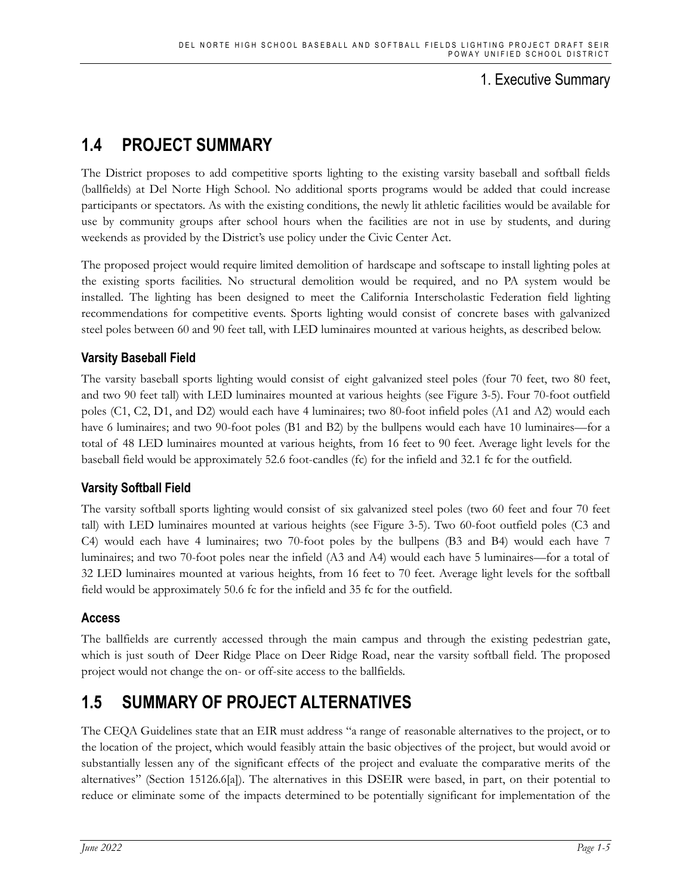## 1.4 PROJECT SUMMARY

The District proposes to add competitive sports lighting to the existing varsity baseball and softball fields (ballfields) at Del Norte High School. No additional sports programs would be added that could increase participants or spectators. As with the existing conditions, the newly lit athletic facilities would be available for use by community groups after school hours when the facilities are not in use by students, and during weekends as provided by the District's use policy under the Civic Center Act.

The proposed project would require limited demolition of hardscape and softscape to install lighting poles at the existing sports facilities. No structural demolition would be required, and no PA system would be installed. The lighting has been designed to meet the California Interscholastic Federation field lighting recommendations for competitive events. Sports lighting would consist of concrete bases with galvanized steel poles between 60 and 90 feet tall, with LED luminaires mounted at various heights, as described below.

### Varsity Baseball Field

The varsity baseball sports lighting would consist of eight galvanized steel poles (four 70 feet, two 80 feet, and two 90 feet tall) with LED luminaires mounted at various heights (see Figure 3-5). Four 70-foot outfield poles (C1, C2, D1, and D2) would each have 4 luminaires; two 80-foot infield poles (A1 and A2) would each have 6 luminaires; and two 90-foot poles (B1 and B2) by the bullpens would each have 10 luminaires—for a total of 48 LED luminaires mounted at various heights, from 16 feet to 90 feet. Average light levels for the baseball field would be approximately 52.6 foot-candles (fc) for the infield and 32.1 fc for the outfield.

### Varsity Softball Field

The varsity softball sports lighting would consist of six galvanized steel poles (two 60 feet and four 70 feet tall) with LED luminaires mounted at various heights (see Figure 3-5). Two 60-foot outfield poles (C3 and C4) would each have 4 luminaires; two 70-foot poles by the bullpens (B3 and B4) would each have 7 luminaires; and two 70-foot poles near the infield (A3 and A4) would each have 5 luminaires—for a total of 32 LED luminaires mounted at various heights, from 16 feet to 70 feet. Average light levels for the softball field would be approximately 50.6 fc for the infield and 35 fc for the outfield.

### Access

The ballfields are currently accessed through the main campus and through the existing pedestrian gate, which is just south of Deer Ridge Place on Deer Ridge Road, near the varsity softball field. The proposed project would not change the on- or off-site access to the ballfields.

## 1.5 SUMMARY OF PROJECT ALTERNATIVES

The CEQA Guidelines state that an EIR must address "a range of reasonable alternatives to the project, or to the location of the project, which would feasibly attain the basic objectives of the project, but would avoid or substantially lessen any of the significant effects of the project and evaluate the comparative merits of the alternatives" (Section 15126.6[a]). The alternatives in this DSEIR were based, in part, on their potential to reduce or eliminate some of the impacts determined to be potentially significant for implementation of the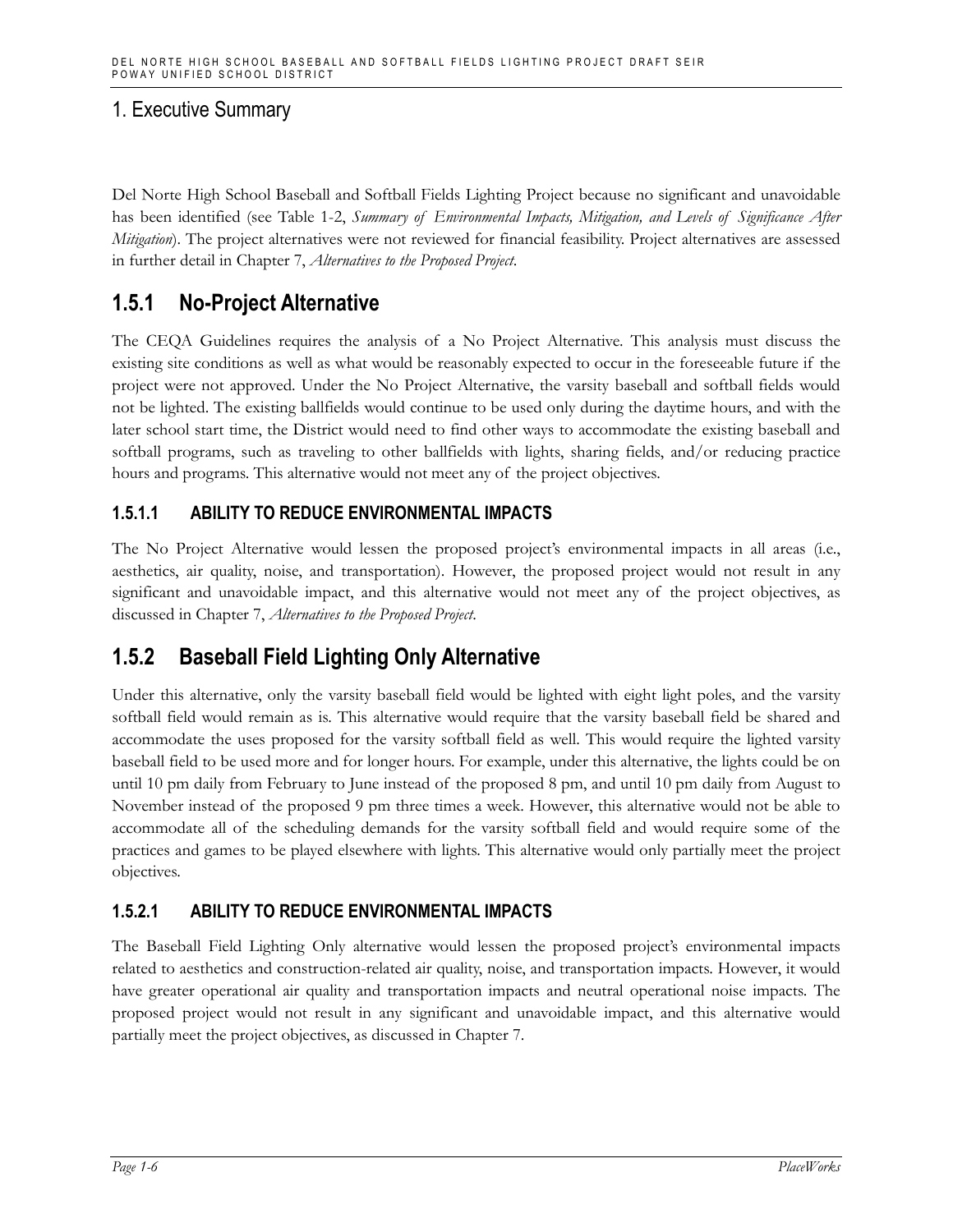Del Norte High School Baseball and Softball Fields Lighting Project because no significant and unavoidable has been identified (see Table 1-2, *Summary of Environmental Impacts, Mitigation, and Levels of Significance After Mitigation*). The project alternatives were not reviewed for financial feasibility. Project alternatives are assessed in further detail in Chapter 7, *Alternatives to the Proposed Project*.

## 1.5.1 No-Project Alternative

The CEQA Guidelines requires the analysis of a No Project Alternative. This analysis must discuss the existing site conditions as well as what would be reasonably expected to occur in the foreseeable future if the project were not approved. Under the No Project Alternative, the varsity baseball and softball fields would not be lighted. The existing ballfields would continue to be used only during the daytime hours, and with the later school start time, the District would need to find other ways to accommodate the existing baseball and softball programs, such as traveling to other ballfields with lights, sharing fields, and/or reducing practice hours and programs. This alternative would not meet any of the project objectives.

### 1.5.1.1 ABILITY TO REDUCE ENVIRONMENTAL IMPACTS

The No Project Alternative would lessen the proposed project's environmental impacts in all areas (i.e., aesthetics, air quality, noise, and transportation). However, the proposed project would not result in any significant and unavoidable impact, and this alternative would not meet any of the project objectives, as discussed in Chapter 7, *Alternatives to the Proposed Project*.

## 1.5.2 Baseball Field Lighting Only Alternative

Under this alternative, only the varsity baseball field would be lighted with eight light poles, and the varsity softball field would remain as is. This alternative would require that the varsity baseball field be shared and accommodate the uses proposed for the varsity softball field as well. This would require the lighted varsity baseball field to be used more and for longer hours. For example, under this alternative, the lights could be on until 10 pm daily from February to June instead of the proposed 8 pm, and until 10 pm daily from August to November instead of the proposed 9 pm three times a week. However, this alternative would not be able to accommodate all of the scheduling demands for the varsity softball field and would require some of the practices and games to be played elsewhere with lights. This alternative would only partially meet the project objectives.

### 1.5.2.1 ABILITY TO REDUCE ENVIRONMENTAL IMPACTS

The Baseball Field Lighting Only alternative would lessen the proposed project's environmental impacts related to aesthetics and construction-related air quality, noise, and transportation impacts. However, it would have greater operational air quality and transportation impacts and neutral operational noise impacts. The proposed project would not result in any significant and unavoidable impact, and this alternative would partially meet the project objectives, as discussed in Chapter 7.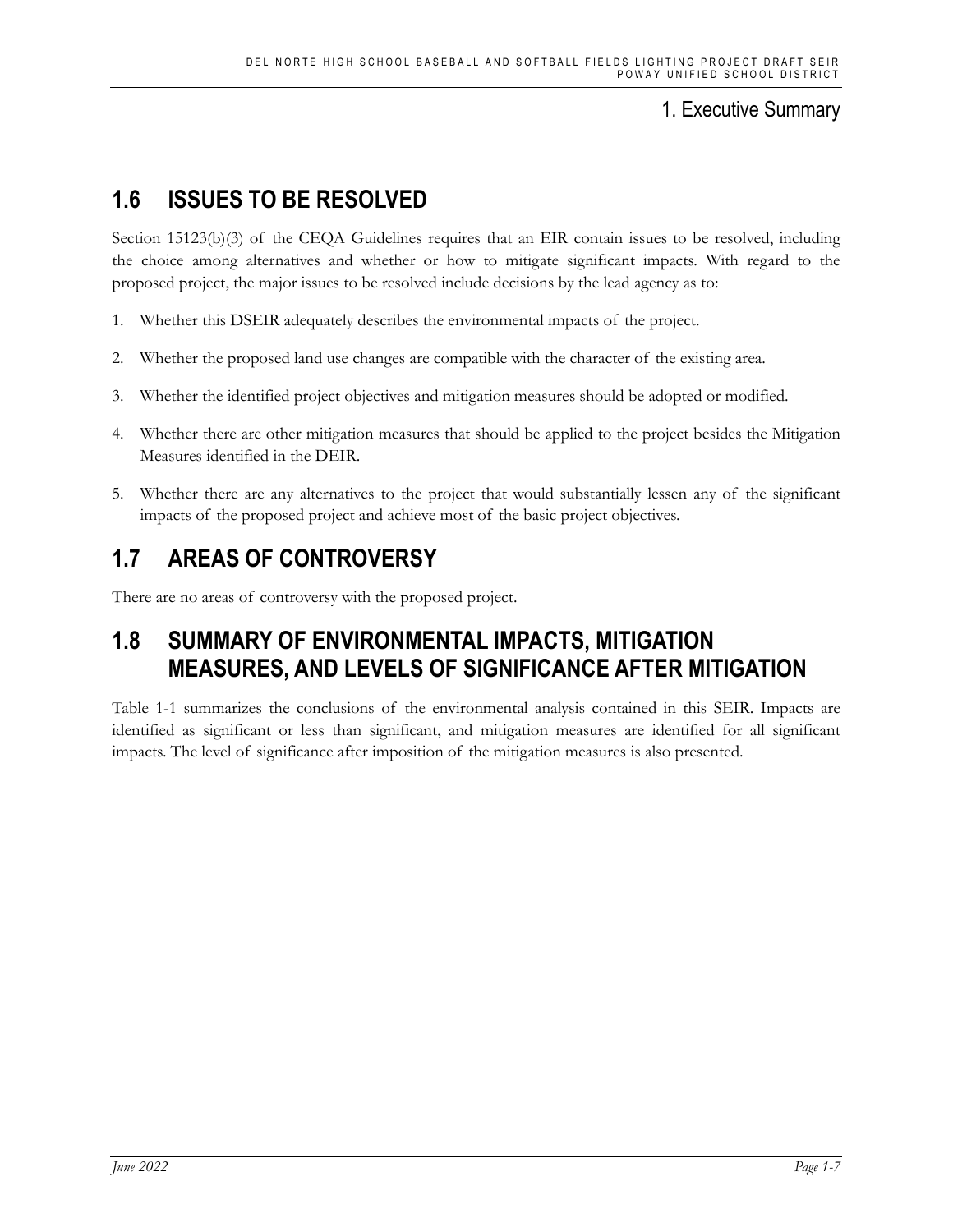## 1.6 ISSUES TO BE RESOLVED

Section 15123(b)(3) of the CEQA Guidelines requires that an EIR contain issues to be resolved, including the choice among alternatives and whether or how to mitigate significant impacts. With regard to the proposed project, the major issues to be resolved include decisions by the lead agency as to:

1. Whether this DSEIR adequately describes the environmental impacts of the project.
2. Whether the proposed land use changes are compatible with the character of the existing area.
3. Whether the identified project objectives and mitigation measures should be adopted or modified.
4. Whether there are other mitigation measures that should be applied to the project besides the Mitigation Measures identified in the DEIR.
5. Whether there are any alternatives to the project that would substantially lessen any of the significant impacts of the proposed project and achieve most of the basic project objectives.

## 1.7 AREAS OF CONTROVERSY

There are no areas of controversy with the proposed project.

## 1.8 SUMMARY OF ENVIRONMENTAL IMPACTS, MITIGATION MEASURES, AND LEVELS OF SIGNIFICANCE AFTER MITIGATION

Table 1-1 summarizes the conclusions of the environmental analysis contained in this SEIR. Impacts are identified as significant or less than significant, and mitigation measures are identified for all significant impacts. The level of significance after imposition of the mitigation measures is also presented.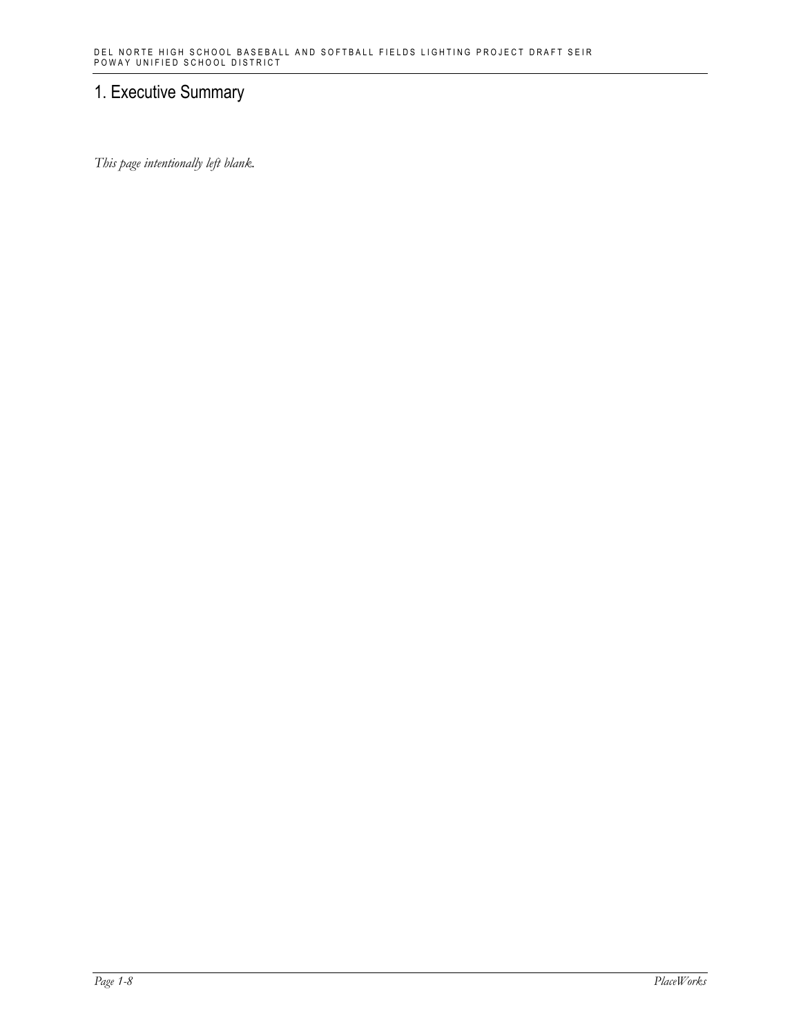# 1. Executive Summary

*This page intentionally left blank.*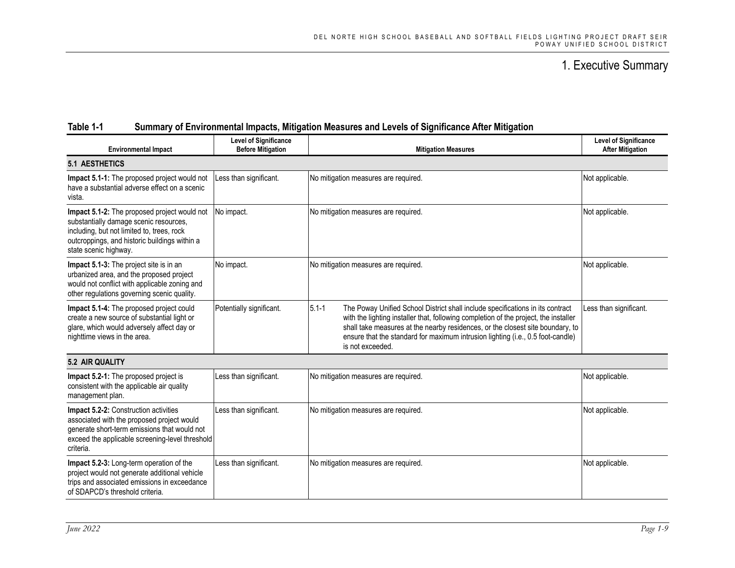# 1. Executive Summary

**Table 1-1 Summary of Environmental Impacts, Mitigation Measures and Levels of Significance After Mitigation**

| Environmental Impact | Level of Significance Before Mitigation | Mitigation Measures | Level of Significance After Mitigation |
|---|---|---|---|
| **5.1 AESTHETICS** | | | |
| **Impact 5.1-1:** The proposed project would not have a substantial adverse effect on a scenic vista. | Less than significant. | No mitigation measures are required. | Not applicable. |
| **Impact 5.1-2:** The proposed project would not substantially damage scenic resources, including, but not limited to, trees, rock outcroppings, and historic buildings within a state scenic highway. | No impact. | No mitigation measures are required. | Not applicable. |
| **Impact 5.1-3:** The project site is in an urbanized area, and the proposed project would not conflict with applicable zoning and other regulations governing scenic quality. | No impact. | No mitigation measures are required. | Not applicable. |
| **Impact 5.1-4:** The proposed project could create a new source of substantial light or glare, which would adversely affect day or nighttime views in the area. | Potentially significant. | 5.1-1 The Poway Unified School District shall include specifications in its contract with the lighting installer that, following completion of the project, the installer shall take measures at the nearby residences, or the closest site boundary, to ensure that the standard for maximum intrusion lighting (i.e., 0.5 foot-candle) is not exceeded. | Less than significant. |
| **5.2 AIR QUALITY** | | | |
| **Impact 5.2-1:** The proposed project is consistent with the applicable air quality management plan. | Less than significant. | No mitigation measures are required. | Not applicable. |
| **Impact 5.2-2:** Construction activities associated with the proposed project would generate short-term emissions that would not exceed the applicable screening-level threshold criteria. | Less than significant. | No mitigation measures are required. | Not applicable. |
| **Impact 5.2-3:** Long-term operation of the project would not generate additional vehicle trips and associated emissions in exceedance of SDAPCD's threshold criteria. | Less than significant. | No mitigation measures are required. | Not applicable. |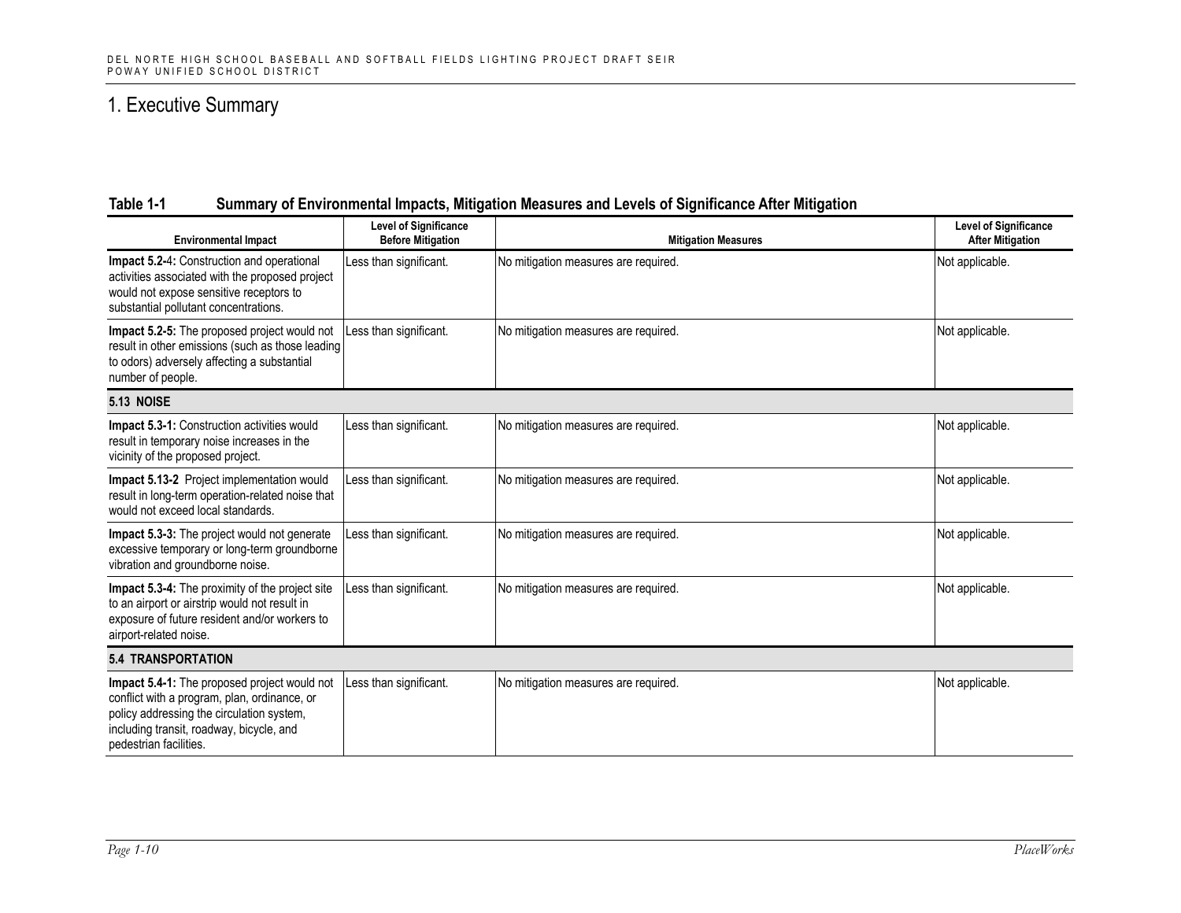# 1. Executive Summary

**Table 1-1 Summary of Environmental Impacts, Mitigation Measures and Levels of Significance After Mitigation**

| Environmental Impact | Level of Significance Before Mitigation | Mitigation Measures | Level of Significance After Mitigation |
|---|---|---|---|
| **Impact 5.2-4:** Construction and operational activities associated with the proposed project would not expose sensitive receptors to substantial pollutant concentrations. | Less than significant. | No mitigation measures are required. | Not applicable. |
| **Impact 5.2-5:** The proposed project would not result in other emissions (such as those leading to odors) adversely affecting a substantial number of people. | Less than significant. | No mitigation measures are required. | Not applicable. |
| **5.13 NOISE** | | | |
| **Impact 5.3-1:** Construction activities would result in temporary noise increases in the vicinity of the proposed project. | Less than significant. | No mitigation measures are required. | Not applicable. |
| **Impact 5.13-2** Project implementation would result in long-term operation-related noise that would not exceed local standards. | Less than significant. | No mitigation measures are required. | Not applicable. |
| **Impact 5.3-3:** The project would not generate excessive temporary or long-term groundborne vibration and groundborne noise. | Less than significant. | No mitigation measures are required. | Not applicable. |
| **Impact 5.3-4:** The proximity of the project site to an airport or airstrip would not result in exposure of future resident and/or workers to airport-related noise. | Less than significant. | No mitigation measures are required. | Not applicable. |
| **5.4 TRANSPORTATION** | | | |
| **Impact 5.4-1:** The proposed project would not conflict with a program, plan, ordinance, or policy addressing the circulation system, including transit, roadway, bicycle, and pedestrian facilities. | Less than significant. | No mitigation measures are required. | Not applicable. |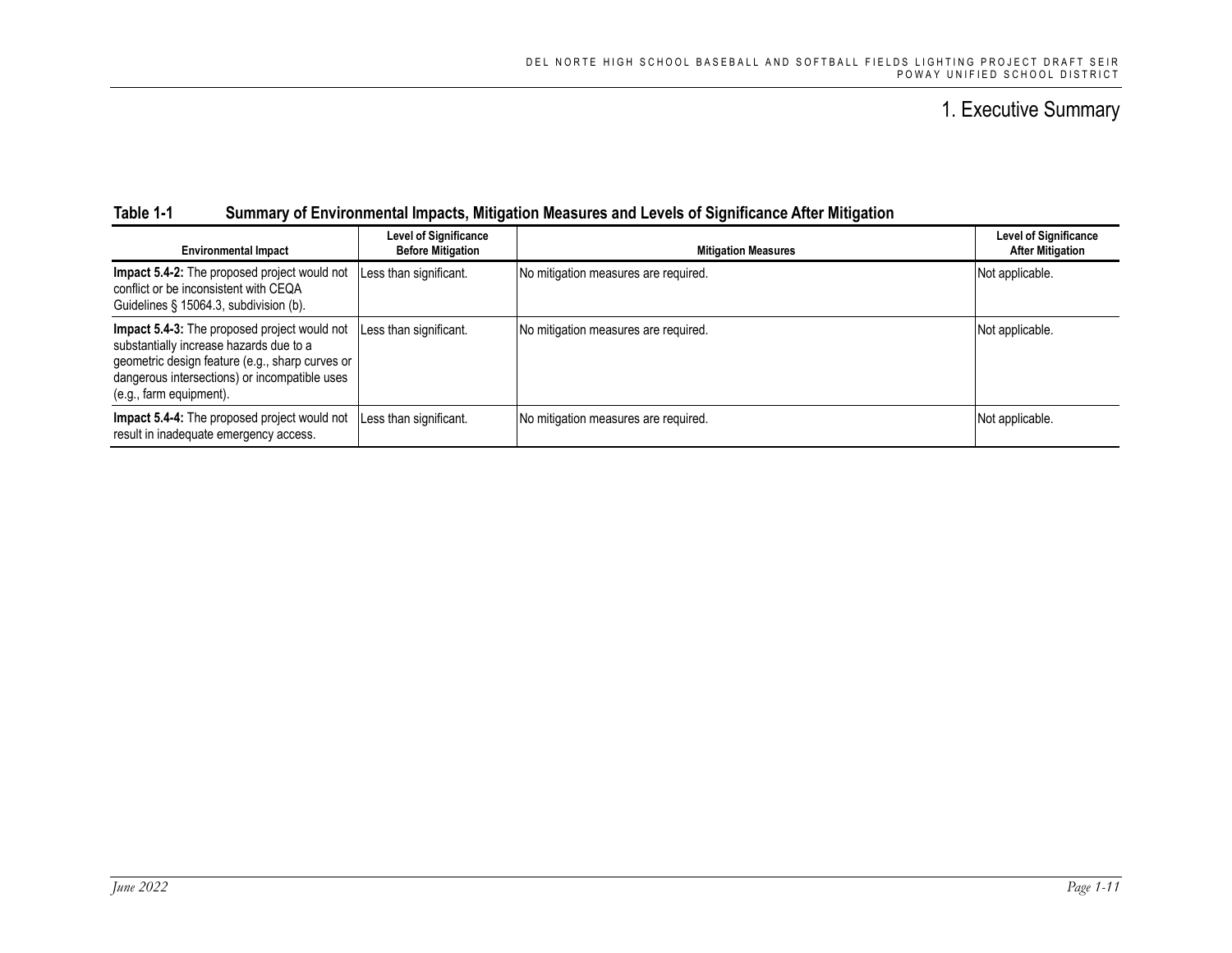# 1. Executive Summary

**Table 1-1 Summary of Environmental Impacts, Mitigation Measures and Levels of Significance After Mitigation**

| Environmental Impact | Level of Significance Before Mitigation | Mitigation Measures | Level of Significance After Mitigation |
|---|---|---|---|
| **Impact 5.4-2:** The proposed project would not conflict or be inconsistent with CEQA Guidelines § 15064.3, subdivision (b). | Less than significant. | No mitigation measures are required. | Not applicable. |
| **Impact 5.4-3:** The proposed project would not substantially increase hazards due to a geometric design feature (e.g., sharp curves or dangerous intersections) or incompatible uses (e.g., farm equipment). | Less than significant. | No mitigation measures are required. | Not applicable. |
| **Impact 5.4-4:** The proposed project would not result in inadequate emergency access. | Less than significant. | No mitigation measures are required. | Not applicable. |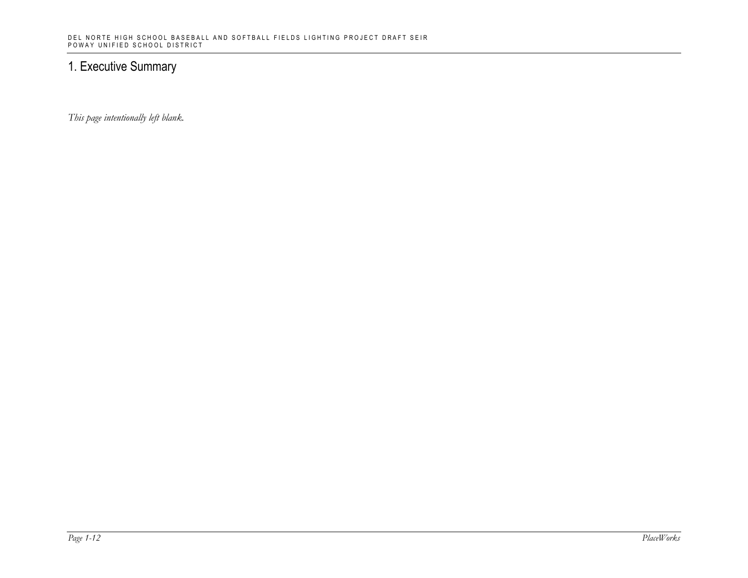# 1. Executive Summary

*This page intentionally left blank.*